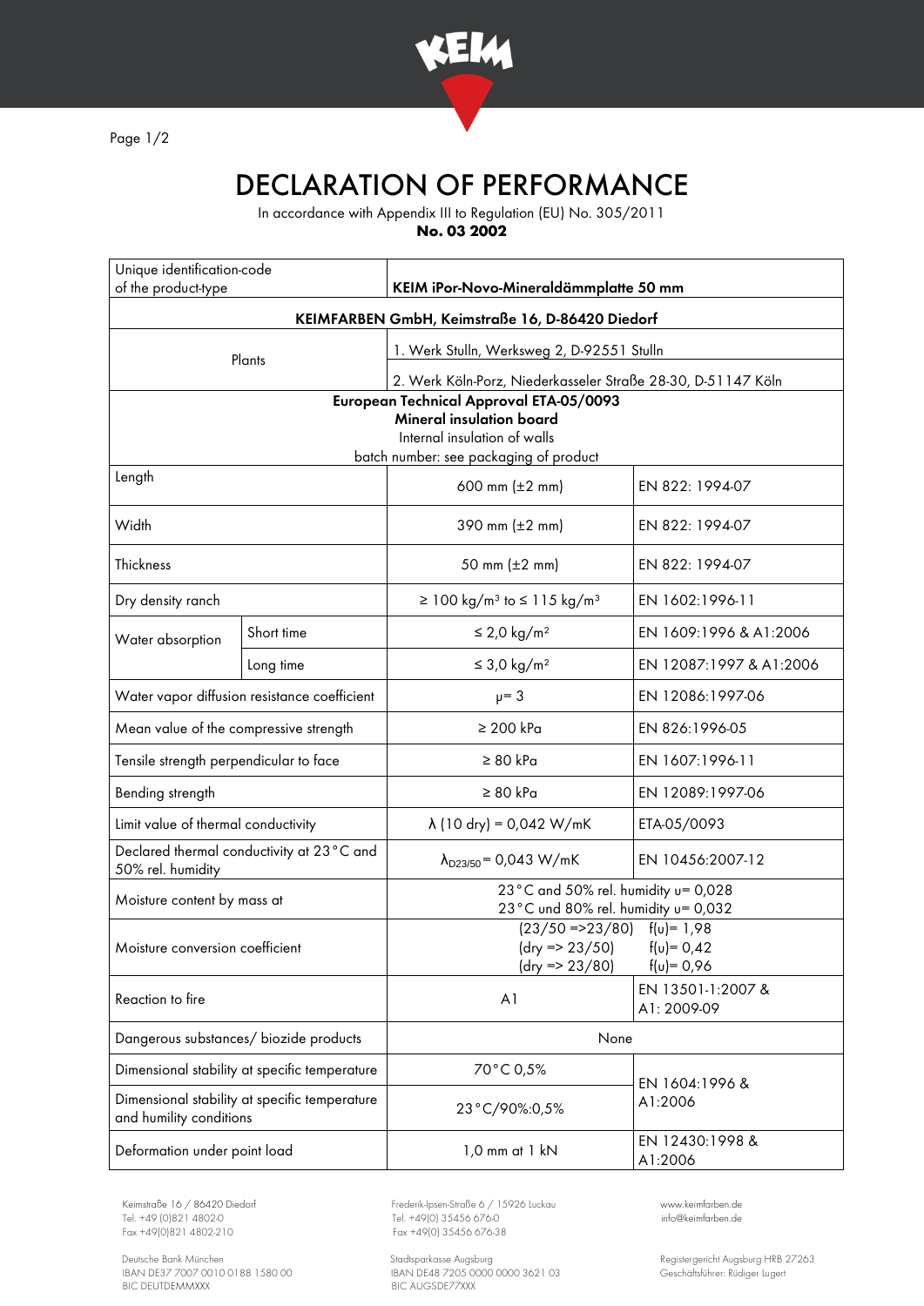# DECLARATION OF PERFORMANCE

In accordance with Appendix III to Regulation (EU) No. 305/2011

**No. 03 2002**

| Unique identification-code of the product-type | | **KEIM iPor-Novo-Mineraldämmplatte 50 mm** | |
|---|---|---|---|
| **KEIMFARBEN GmbH, Keimstraße 16, D-86420 Diedorf** | | | |
| Plants | | 1. Werk Stulln, Werksweg 2, D-92551 Stulln | |
| | | 2. Werk Köln-Porz, Niederkasseler Straße 28-30, D-51147 Köln | |
| **European Technical Approval ETA-05/0093** **Mineral insulation board** Internal insulation of walls batch number: see packaging of product | | | |
| Length | | 600 mm (±2 mm) | EN 822: 1994-07 |
| Width | | 390 mm (±2 mm) | EN 822: 1994-07 |
| Thickness | | 50 mm (±2 mm) | EN 822: 1994-07 |
| Dry density ranch | | ≥ 100 kg/m³ to ≤ 115 kg/m³ | EN 1602:1996-11 |
| Water absorption | Short time | ≤ 2,0 kg/m² | EN 1609:1996 & A1:2006 |
| | Long time | ≤ 3,0 kg/m² | EN 12087:1997 & A1:2006 |
| Water vapor diffusion resistance coefficient | | $\mu$= 3 | EN 12086:1997-06 |
| Mean value of the compressive strength | | ≥ 200 kPa | EN 826:1996-05 |
| Tensile strength perpendicular to face | | ≥ 80 kPa | EN 1607:1996-11 |
| Bending strength | | ≥ 80 kPa | EN 12089:1997-06 |
| Limit value of thermal conductivity | | $\lambda$ (10 dry) = 0,042 W/mK | ETA-05/0093 |
| Declared thermal conductivity at 23 °C and 50% rel. humidity | | $\lambda_{D23/50}$ = 0,043 W/mK | EN 10456:2007-12 |
| Moisture content by mass at | | 23 °C and 50% rel. humidity u= 0,028<br>23 °C und 80% rel. humidity u= 0,032 | |
| Moisture conversion coefficient | | (23/50 =>23/80) f(u)= 1,98<br>(dry => 23/50) f(u)= 0,42<br>(dry => 23/80) f(u)= 0,96 | |
| Reaction to fire | | A1 | EN 13501-1:2007 & A1: 2009-09 |
| Dangerous substances/ biozide products | | None | |
| Dimensional stability at specific temperature | | 70 °C 0,5% | EN 1604:1996 & A1:2006 |
| Dimensional stability at specific temperature and humility conditions | | 23 °C/90%:0,5% | |
| Deformation under point load | | 1,0 mm at 1 kN | EN 12430:1998 & A1:2006 |

Keimstraße 16 / 86420 Diedorf
Tel. +49 (0)821 4802-0
Fax +49(0)821 4802-210

Frederik-Ipsen-Straße 6 / 15926 Luckau
Tel. +49(0) 35456 676-0
Fax +49(0) 35456 676-38

www.keimfarben.de
info@keimfarben.de

Deutsche Bank München
IBAN DE37 7007 0010 0188 1580 00
BIC DEUTDEMMXXX

Stadtsparkasse Augsburg
IBAN DE48 7205 0000 0000 3621 03
BIC AUGSDE77XXX

Registergericht Augsburg HRB 27263
Geschäftsführer: Rüdiger Lugert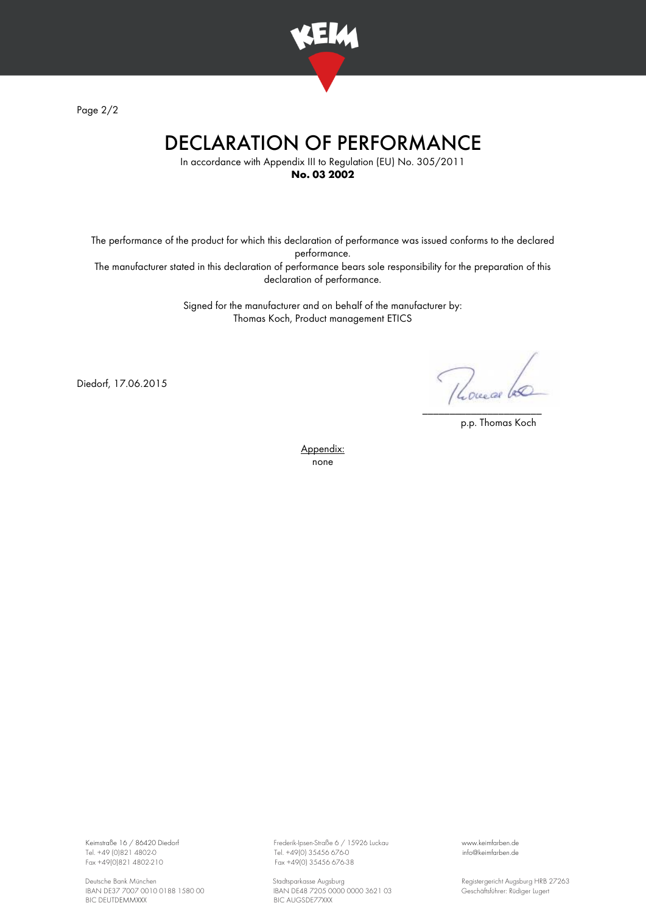# DECLARATION OF PERFORMANCE

In accordance with Appendix III to Regulation (EU) No. 305/2011

**No. 03 2002**

The performance of the product for which this declaration of performance was issued conforms to the declared performance.

The manufacturer stated in this declaration of performance bears sole responsibility for the preparation of this declaration of performance.

Signed for the manufacturer and on behalf of the manufacturer by:
Thomas Koch, Product management ETICS

Diedorf, 17.06.2015

\_\_\_\_\_\_\_\_\_\_\_\_\_\_\_\_\_\_\_\_\_\_
p.p. Thomas Koch

Appendix:
none

Keimstraße 16 / 86420 Diedorf
Tel. +49 (0)821 4802-0
Fax +49(0)821 4802-210

Frederik-Ipsen-Straße 6 / 15926 Luckau
Tel. +49(0) 35456 676-0
Fax +49(0) 35456 676-38

www.keimfarben.de
info@keimfarben.de

Deutsche Bank München
IBAN DE37 7007 0010 0188 1580 00
BIC DEUTDEMMXXX

Stadtsparkasse Augsburg
IBAN DE48 7205 0000 0000 3621 03
BIC AUGSDE77XXX

Registergericht Augsburg HRB 27263
Geschäftsführer: Rüdiger Lugert